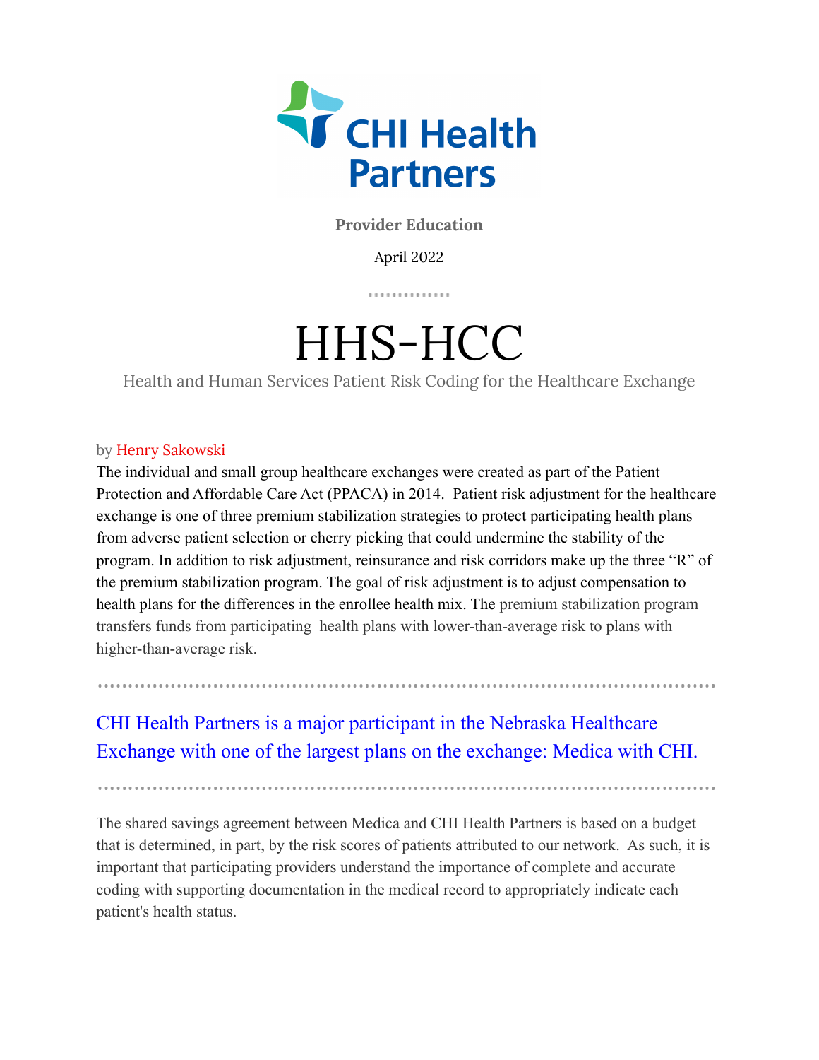CHI Health Partners

**Provider Education**

April 2022

# HHS-HCC

Health and Human Services Patient Risk Coding for the Healthcare Exchange

by Henry Sakowski

The individual and small group healthcare exchanges were created as part of the Patient Protection and Affordable Care Act (PPACA) in 2014. Patient risk adjustment for the healthcare exchange is one of three premium stabilization strategies to protect participating health plans from adverse patient selection or cherry picking that could undermine the stability of the program. In addition to risk adjustment, reinsurance and risk corridors make up the three "R" of the premium stabilization program. The goal of risk adjustment is to adjust compensation to health plans for the differences in the enrollee health mix. The premium stabilization program transfers funds from participating health plans with lower-than-average risk to plans with higher-than-average risk.

---

CHI Health Partners is a major participant in the Nebraska Healthcare Exchange with one of the largest plans on the exchange: Medica with CHI.

---

The shared savings agreement between Medica and CHI Health Partners is based on a budget that is determined, in part, by the risk scores of patients attributed to our network. As such, it is important that participating providers understand the importance of complete and accurate coding with supporting documentation in the medical record to appropriately indicate each patient's health status.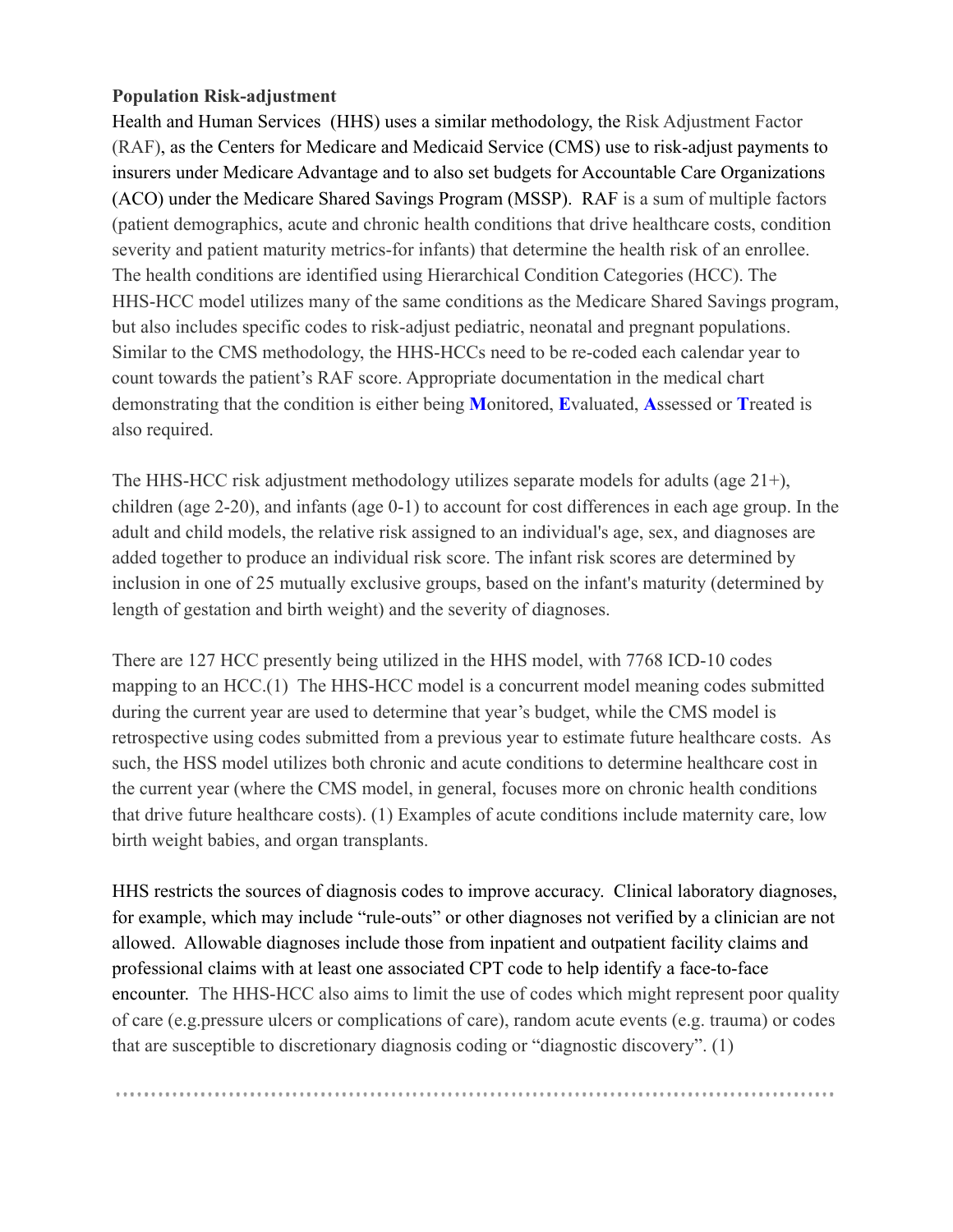**Population Risk-adjustment**

Health and Human Services (HHS) uses a similar methodology, the Risk Adjustment Factor (RAF), as the Centers for Medicare and Medicaid Service (CMS) use to risk-adjust payments to insurers under Medicare Advantage and to also set budgets for Accountable Care Organizations (ACO) under the Medicare Shared Savings Program (MSSP). RAF is a sum of multiple factors (patient demographics, acute and chronic health conditions that drive healthcare costs, condition severity and patient maturity metrics-for infants) that determine the health risk of an enrollee. The health conditions are identified using Hierarchical Condition Categories (HCC). The HHS-HCC model utilizes many of the same conditions as the Medicare Shared Savings program, but also includes specific codes to risk-adjust pediatric, neonatal and pregnant populations. Similar to the CMS methodology, the HHS-HCCs need to be re-coded each calendar year to count towards the patient's RAF score. Appropriate documentation in the medical chart demonstrating that the condition is either being **M**onitored, **E**valuated, **A**ssessed or **T**reated is also required.

The HHS-HCC risk adjustment methodology utilizes separate models for adults (age 21+), children (age 2-20), and infants (age 0-1) to account for cost differences in each age group. In the adult and child models, the relative risk assigned to an individual's age, sex, and diagnoses are added together to produce an individual risk score. The infant risk scores are determined by inclusion in one of 25 mutually exclusive groups, based on the infant's maturity (determined by length of gestation and birth weight) and the severity of diagnoses.

There are 127 HCC presently being utilized in the HHS model, with 7768 ICD-10 codes mapping to an HCC.(1) The HHS-HCC model is a concurrent model meaning codes submitted during the current year are used to determine that year's budget, while the CMS model is retrospective using codes submitted from a previous year to estimate future healthcare costs. As such, the HSS model utilizes both chronic and acute conditions to determine healthcare cost in the current year (where the CMS model, in general, focuses more on chronic health conditions that drive future healthcare costs). (1) Examples of acute conditions include maternity care, low birth weight babies, and organ transplants.

HHS restricts the sources of diagnosis codes to improve accuracy. Clinical laboratory diagnoses, for example, which may include "rule-outs" or other diagnoses not verified by a clinician are not allowed. Allowable diagnoses include those from inpatient and outpatient facility claims and professional claims with at least one associated CPT code to help identify a face-to-face encounter. The HHS-HCC also aims to limit the use of codes which might represent poor quality of care (e.g.pressure ulcers or complications of care), random acute events (e.g. trauma) or codes that are susceptible to discretionary diagnosis coding or "diagnostic discovery". (1)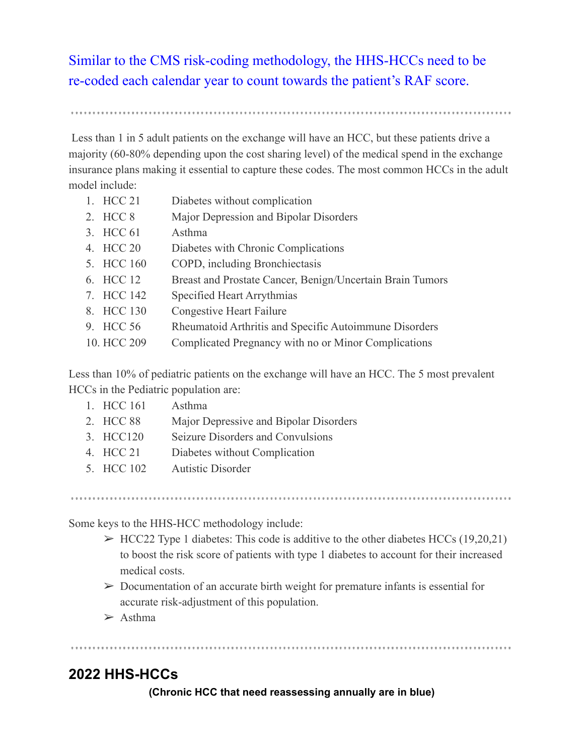Similar to the CMS risk-coding methodology, the HHS-HCCs need to be re-coded each calendar year to count towards the patient's RAF score.

---

Less than 1 in 5 adult patients on the exchange will have an HCC, but these patients drive a majority (60-80% depending upon the cost sharing level) of the medical spend in the exchange insurance plans making it essential to capture these codes. The most common HCCs in the adult model include:

1. HCC 21 Diabetes without complication
2. HCC 8 Major Depression and Bipolar Disorders
3. HCC 61 Asthma
4. HCC 20 Diabetes with Chronic Complications
5. HCC 160 COPD, including Bronchiectasis
6. HCC 12 Breast and Prostate Cancer, Benign/Uncertain Brain Tumors
7. HCC 142 Specified Heart Arrythmias
8. HCC 130 Congestive Heart Failure
9. HCC 56 Rheumatoid Arthritis and Specific Autoimmune Disorders
10. HCC 209 Complicated Pregnancy with no or Minor Complications

Less than 10% of pediatric patients on the exchange will have an HCC. The 5 most prevalent HCCs in the Pediatric population are:

1. HCC 161 Asthma
2. HCC 88 Major Depressive and Bipolar Disorders
3. HCC120 Seizure Disorders and Convulsions
4. HCC 21 Diabetes without Complication
5. HCC 102 Autistic Disorder

---

Some keys to the HHS-HCC methodology include:

- HCC22 Type 1 diabetes: This code is additive to the other diabetes HCCs (19,20,21) to boost the risk score of patients with type 1 diabetes to account for their increased medical costs.
- Documentation of an accurate birth weight for premature infants is essential for accurate risk-adjustment of this population.
- Asthma

---

## 2022 HHS-HCCs

**(Chronic HCC that need reassessing annually are in blue)**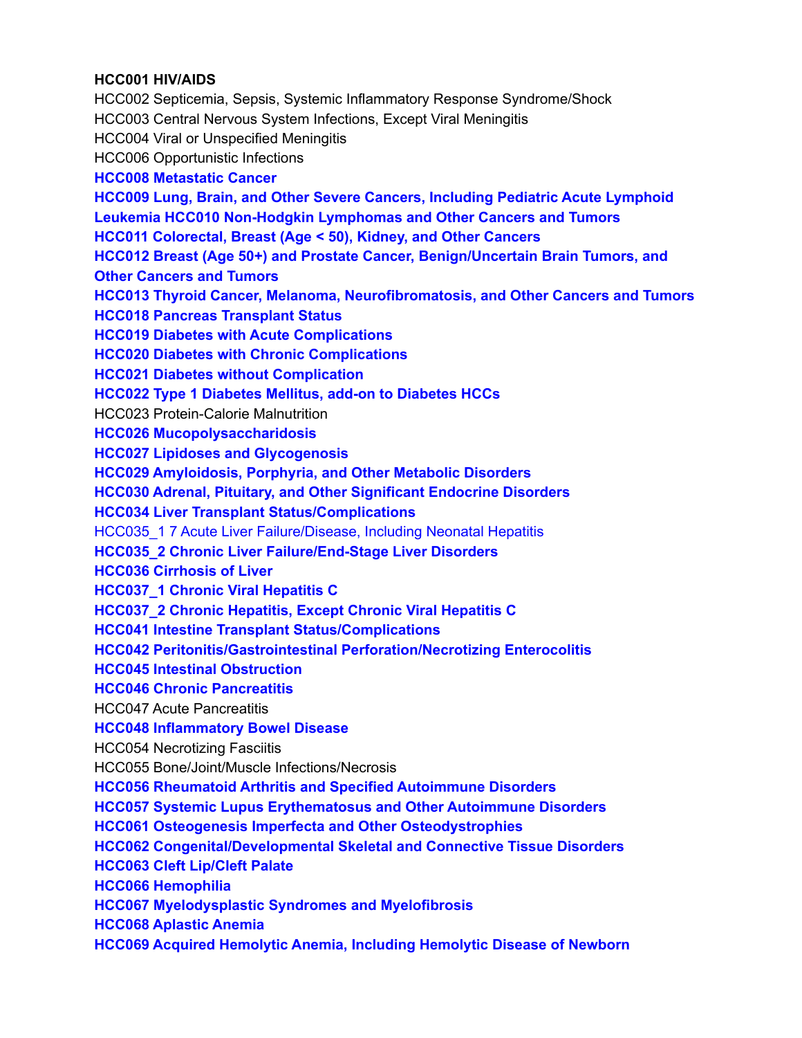**HCC001 HIV/AIDS**

HCC002 Septicemia, Sepsis, Systemic Inflammatory Response Syndrome/Shock

HCC003 Central Nervous System Infections, Except Viral Meningitis

HCC004 Viral or Unspecified Meningitis

HCC006 Opportunistic Infections

**HCC008 Metastatic Cancer**

**HCC009 Lung, Brain, and Other Severe Cancers, Including Pediatric Acute Lymphoid Leukemia HCC010 Non-Hodgkin Lymphomas and Other Cancers and Tumors**

**HCC011 Colorectal, Breast (Age < 50), Kidney, and Other Cancers**

**HCC012 Breast (Age 50+) and Prostate Cancer, Benign/Uncertain Brain Tumors, and Other Cancers and Tumors**

**HCC013 Thyroid Cancer, Melanoma, Neurofibromatosis, and Other Cancers and Tumors**

**HCC018 Pancreas Transplant Status**

**HCC019 Diabetes with Acute Complications**

**HCC020 Diabetes with Chronic Complications**

**HCC021 Diabetes without Complication**

**HCC022 Type 1 Diabetes Mellitus, add-on to Diabetes HCCs**

HCC023 Protein-Calorie Malnutrition

**HCC026 Mucopolysaccharidosis**

**HCC027 Lipidoses and Glycogenosis**

**HCC029 Amyloidosis, Porphyria, and Other Metabolic Disorders**

**HCC030 Adrenal, Pituitary, and Other Significant Endocrine Disorders**

**HCC034 Liver Transplant Status/Complications**

HCC035_1 7 Acute Liver Failure/Disease, Including Neonatal Hepatitis

**HCC035_2 Chronic Liver Failure/End-Stage Liver Disorders**

**HCC036 Cirrhosis of Liver**

**HCC037_1 Chronic Viral Hepatitis C**

**HCC037_2 Chronic Hepatitis, Except Chronic Viral Hepatitis C**

**HCC041 Intestine Transplant Status/Complications**

**HCC042 Peritonitis/Gastrointestinal Perforation/Necrotizing Enterocolitis**

**HCC045 Intestinal Obstruction**

**HCC046 Chronic Pancreatitis**

HCC047 Acute Pancreatitis

**HCC048 Inflammatory Bowel Disease**

HCC054 Necrotizing Fasciitis

HCC055 Bone/Joint/Muscle Infections/Necrosis

**HCC056 Rheumatoid Arthritis and Specified Autoimmune Disorders**

**HCC057 Systemic Lupus Erythematosus and Other Autoimmune Disorders**

**HCC061 Osteogenesis Imperfecta and Other Osteodystrophies**

**HCC062 Congenital/Developmental Skeletal and Connective Tissue Disorders**

**HCC063 Cleft Lip/Cleft Palate**

**HCC066 Hemophilia**

**HCC067 Myelodysplastic Syndromes and Myelofibrosis**

**HCC068 Aplastic Anemia**

**HCC069 Acquired Hemolytic Anemia, Including Hemolytic Disease of Newborn**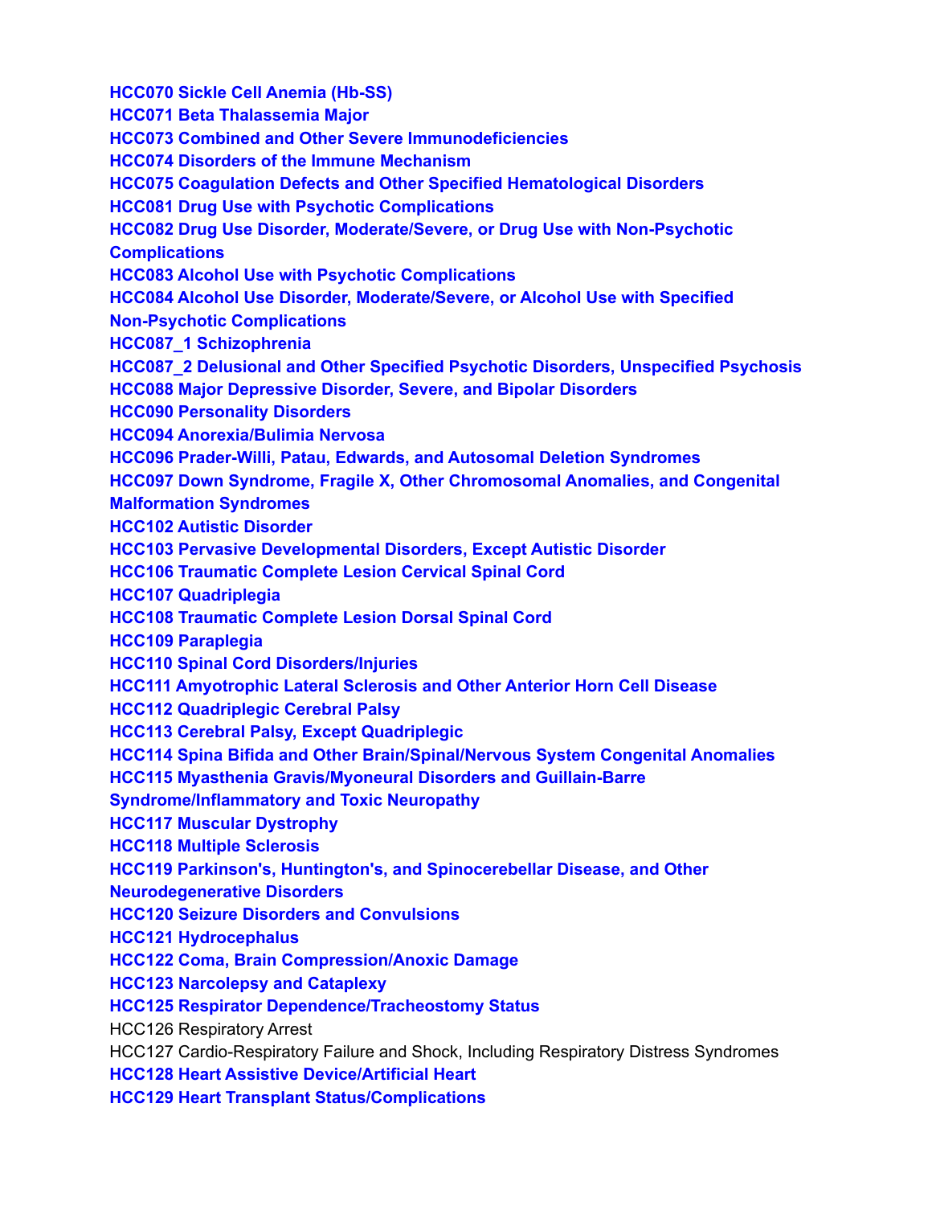**HCC070 Sickle Cell Anemia (Hb-SS)**
**HCC071 Beta Thalassemia Major**
**HCC073 Combined and Other Severe Immunodeficiencies**
**HCC074 Disorders of the Immune Mechanism**
**HCC075 Coagulation Defects and Other Specified Hematological Disorders**
**HCC081 Drug Use with Psychotic Complications**
**HCC082 Drug Use Disorder, Moderate/Severe, or Drug Use with Non-Psychotic Complications**
**HCC083 Alcohol Use with Psychotic Complications**
**HCC084 Alcohol Use Disorder, Moderate/Severe, or Alcohol Use with Specified Non-Psychotic Complications**
**HCC087_1 Schizophrenia**
**HCC087_2 Delusional and Other Specified Psychotic Disorders, Unspecified Psychosis**
**HCC088 Major Depressive Disorder, Severe, and Bipolar Disorders**
**HCC090 Personality Disorders**
**HCC094 Anorexia/Bulimia Nervosa**
**HCC096 Prader-Willi, Patau, Edwards, and Autosomal Deletion Syndromes**
**HCC097 Down Syndrome, Fragile X, Other Chromosomal Anomalies, and Congenital Malformation Syndromes**
**HCC102 Autistic Disorder**
**HCC103 Pervasive Developmental Disorders, Except Autistic Disorder**
**HCC106 Traumatic Complete Lesion Cervical Spinal Cord**
**HCC107 Quadriplegia**
**HCC108 Traumatic Complete Lesion Dorsal Spinal Cord**
**HCC109 Paraplegia**
**HCC110 Spinal Cord Disorders/Injuries**
**HCC111 Amyotrophic Lateral Sclerosis and Other Anterior Horn Cell Disease**
**HCC112 Quadriplegic Cerebral Palsy**
**HCC113 Cerebral Palsy, Except Quadriplegic**
**HCC114 Spina Bifida and Other Brain/Spinal/Nervous System Congenital Anomalies**
**HCC115 Myasthenia Gravis/Myoneural Disorders and Guillain-Barre Syndrome/Inflammatory and Toxic Neuropathy**
**HCC117 Muscular Dystrophy**
**HCC118 Multiple Sclerosis**
**HCC119 Parkinson's, Huntington's, and Spinocerebellar Disease, and Other Neurodegenerative Disorders**
**HCC120 Seizure Disorders and Convulsions**
**HCC121 Hydrocephalus**
**HCC122 Coma, Brain Compression/Anoxic Damage**
**HCC123 Narcolepsy and Cataplexy**
**HCC125 Respirator Dependence/Tracheostomy Status**
HCC126 Respiratory Arrest
HCC127 Cardio-Respiratory Failure and Shock, Including Respiratory Distress Syndromes
**HCC128 Heart Assistive Device/Artificial Heart**
**HCC129 Heart Transplant Status/Complications**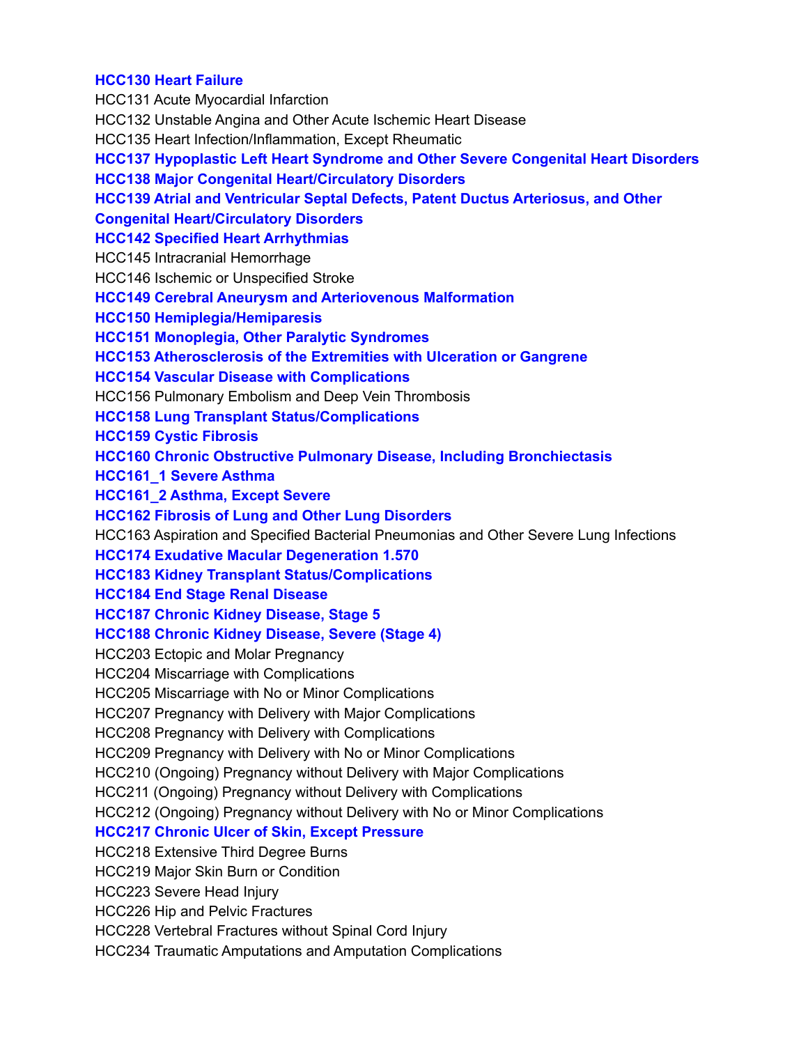**HCC130 Heart Failure**
HCC131 Acute Myocardial Infarction
HCC132 Unstable Angina and Other Acute Ischemic Heart Disease
HCC135 Heart Infection/Inflammation, Except Rheumatic
**HCC137 Hypoplastic Left Heart Syndrome and Other Severe Congenital Heart Disorders**
**HCC138 Major Congenital Heart/Circulatory Disorders**
**HCC139 Atrial and Ventricular Septal Defects, Patent Ductus Arteriosus, and Other Congenital Heart/Circulatory Disorders**
**HCC142 Specified Heart Arrhythmias**
HCC145 Intracranial Hemorrhage
HCC146 Ischemic or Unspecified Stroke
**HCC149 Cerebral Aneurysm and Arteriovenous Malformation**
**HCC150 Hemiplegia/Hemiparesis**
**HCC151 Monoplegia, Other Paralytic Syndromes**
**HCC153 Atherosclerosis of the Extremities with Ulceration or Gangrene**
**HCC154 Vascular Disease with Complications**
HCC156 Pulmonary Embolism and Deep Vein Thrombosis
**HCC158 Lung Transplant Status/Complications**
**HCC159 Cystic Fibrosis**
**HCC160 Chronic Obstructive Pulmonary Disease, Including Bronchiectasis**
**HCC161_1 Severe Asthma**
**HCC161_2 Asthma, Except Severe**
**HCC162 Fibrosis of Lung and Other Lung Disorders**
HCC163 Aspiration and Specified Bacterial Pneumonias and Other Severe Lung Infections
**HCC174 Exudative Macular Degeneration 1.570**
**HCC183 Kidney Transplant Status/Complications**
**HCC184 End Stage Renal Disease**
**HCC187 Chronic Kidney Disease, Stage 5**
**HCC188 Chronic Kidney Disease, Severe (Stage 4)**
HCC203 Ectopic and Molar Pregnancy
HCC204 Miscarriage with Complications
HCC205 Miscarriage with No or Minor Complications
HCC207 Pregnancy with Delivery with Major Complications
HCC208 Pregnancy with Delivery with Complications
HCC209 Pregnancy with Delivery with No or Minor Complications
HCC210 (Ongoing) Pregnancy without Delivery with Major Complications
HCC211 (Ongoing) Pregnancy without Delivery with Complications
HCC212 (Ongoing) Pregnancy without Delivery with No or Minor Complications
**HCC217 Chronic Ulcer of Skin, Except Pressure**
HCC218 Extensive Third Degree Burns
HCC219 Major Skin Burn or Condition
HCC223 Severe Head Injury
HCC226 Hip and Pelvic Fractures
HCC228 Vertebral Fractures without Spinal Cord Injury
HCC234 Traumatic Amputations and Amputation Complications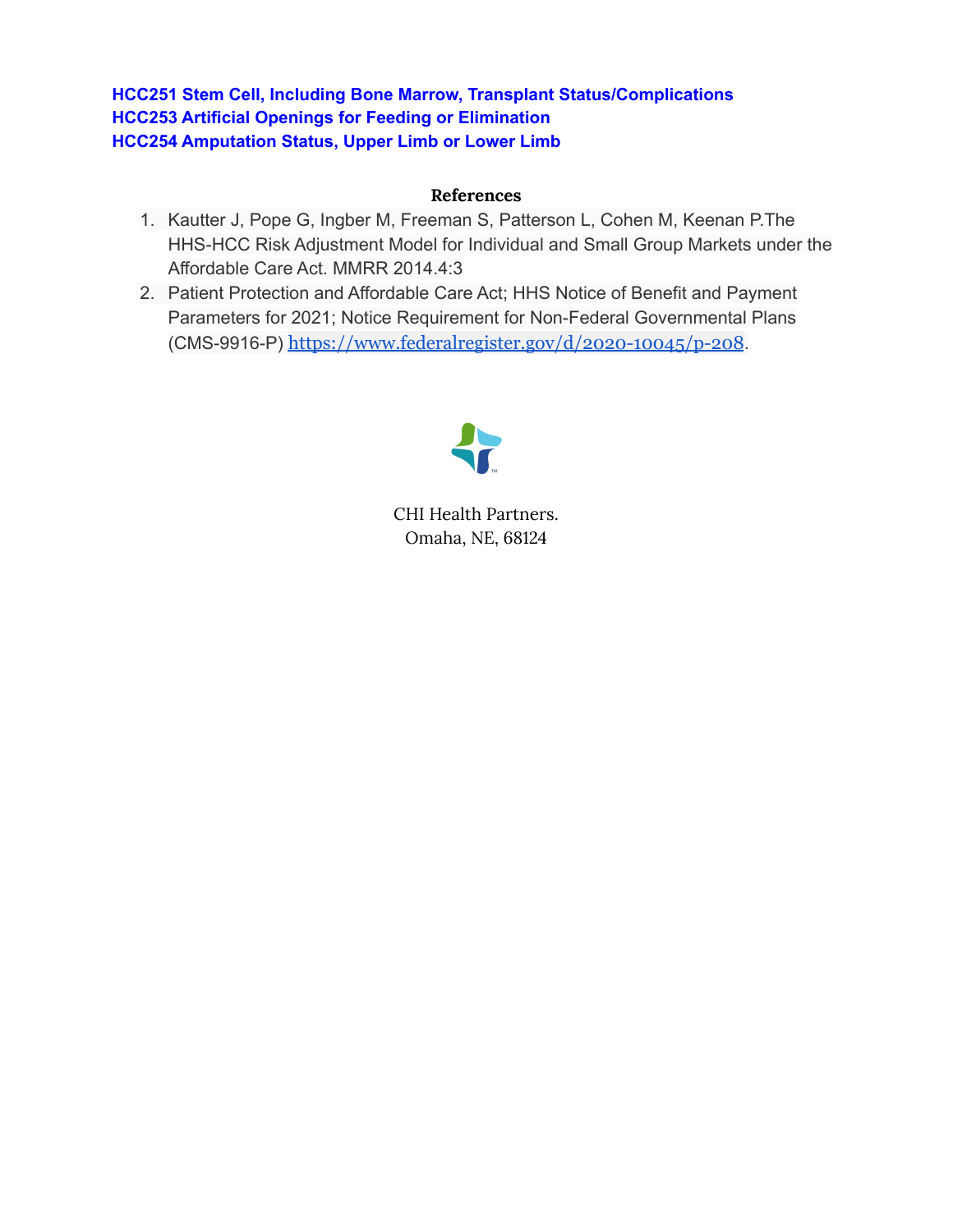**HCC251 Stem Cell, Including Bone Marrow, Transplant Status/Complications**
**HCC253 Artificial Openings for Feeding or Elimination**
**HCC254 Amputation Status, Upper Limb or Lower Limb**

**References**

1. Kautter J, Pope G, Ingber M, Freeman S, Patterson L, Cohen M, Keenan P.The HHS-HCC Risk Adjustment Model for Individual and Small Group Markets under the Affordable Care Act. MMRR 2014.4:3
2. Patient Protection and Affordable Care Act; HHS Notice of Benefit and Payment Parameters for 2021; Notice Requirement for Non-Federal Governmental Plans (CMS-9916-P) [https://www.federalregister.gov/d/2020-10045/p-208](https://www.federalregister.gov/d/2020-10045/p-208).

CHI Health Partners.
Omaha, NE, 68124